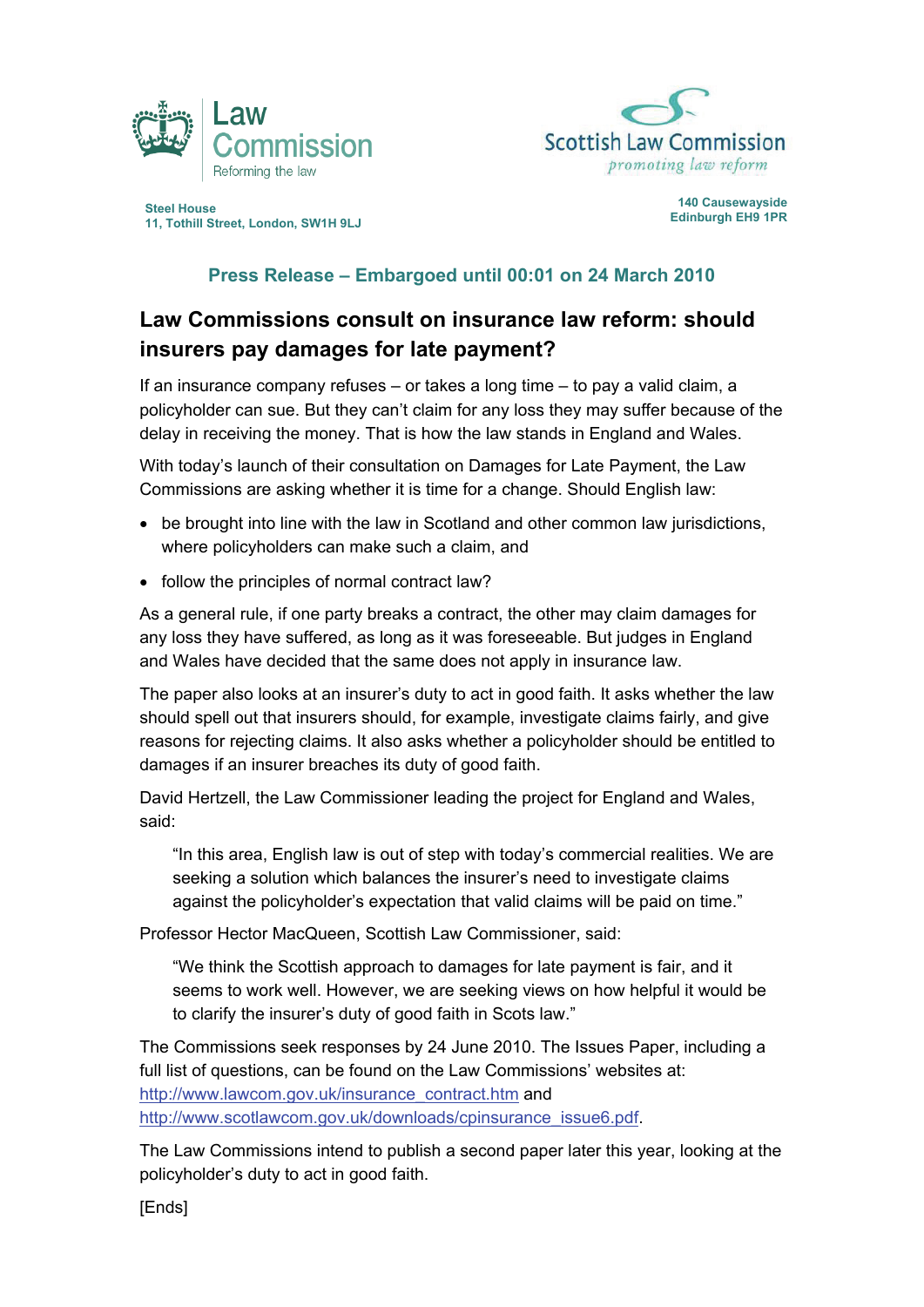Law Commission
Reforming the law

Scottish Law Commission
*promoting law reform*

**Steel House**
**11, Tothill Street, London, SW1H 9LJ**

**140 Causewayside**
**Edinburgh EH9 1PR**

## Press Release – Embargoed until 00:01 on 24 March 2010

# Law Commissions consult on insurance law reform: should insurers pay damages for late payment?

If an insurance company refuses – or takes a long time – to pay a valid claim, a policyholder can sue. But they can't claim for any loss they may suffer because of the delay in receiving the money. That is how the law stands in England and Wales.

With today's launch of their consultation on Damages for Late Payment, the Law Commissions are asking whether it is time for a change. Should English law:

- be brought into line with the law in Scotland and other common law jurisdictions, where policyholders can make such a claim, and
- follow the principles of normal contract law?

As a general rule, if one party breaks a contract, the other may claim damages for any loss they have suffered, as long as it was foreseeable. But judges in England and Wales have decided that the same does not apply in insurance law.

The paper also looks at an insurer's duty to act in good faith. It asks whether the law should spell out that insurers should, for example, investigate claims fairly, and give reasons for rejecting claims. It also asks whether a policyholder should be entitled to damages if an insurer breaches its duty of good faith.

David Hertzell, the Law Commissioner leading the project for England and Wales, said:

> "In this area, English law is out of step with today's commercial realities. We are seeking a solution which balances the insurer's need to investigate claims against the policyholder's expectation that valid claims will be paid on time."

Professor Hector MacQueen, Scottish Law Commissioner, said:

> "We think the Scottish approach to damages for late payment is fair, and it seems to work well. However, we are seeking views on how helpful it would be to clarify the insurer's duty of good faith in Scots law."

The Commissions seek responses by 24 June 2010. The Issues Paper, including a full list of questions, can be found on the Law Commissions' websites at: http://www.lawcom.gov.uk/insurance_contract.htm and http://www.scotlawcom.gov.uk/downloads/cpinsurance_issue6.pdf.

The Law Commissions intend to publish a second paper later this year, looking at the policyholder's duty to act in good faith.

[Ends]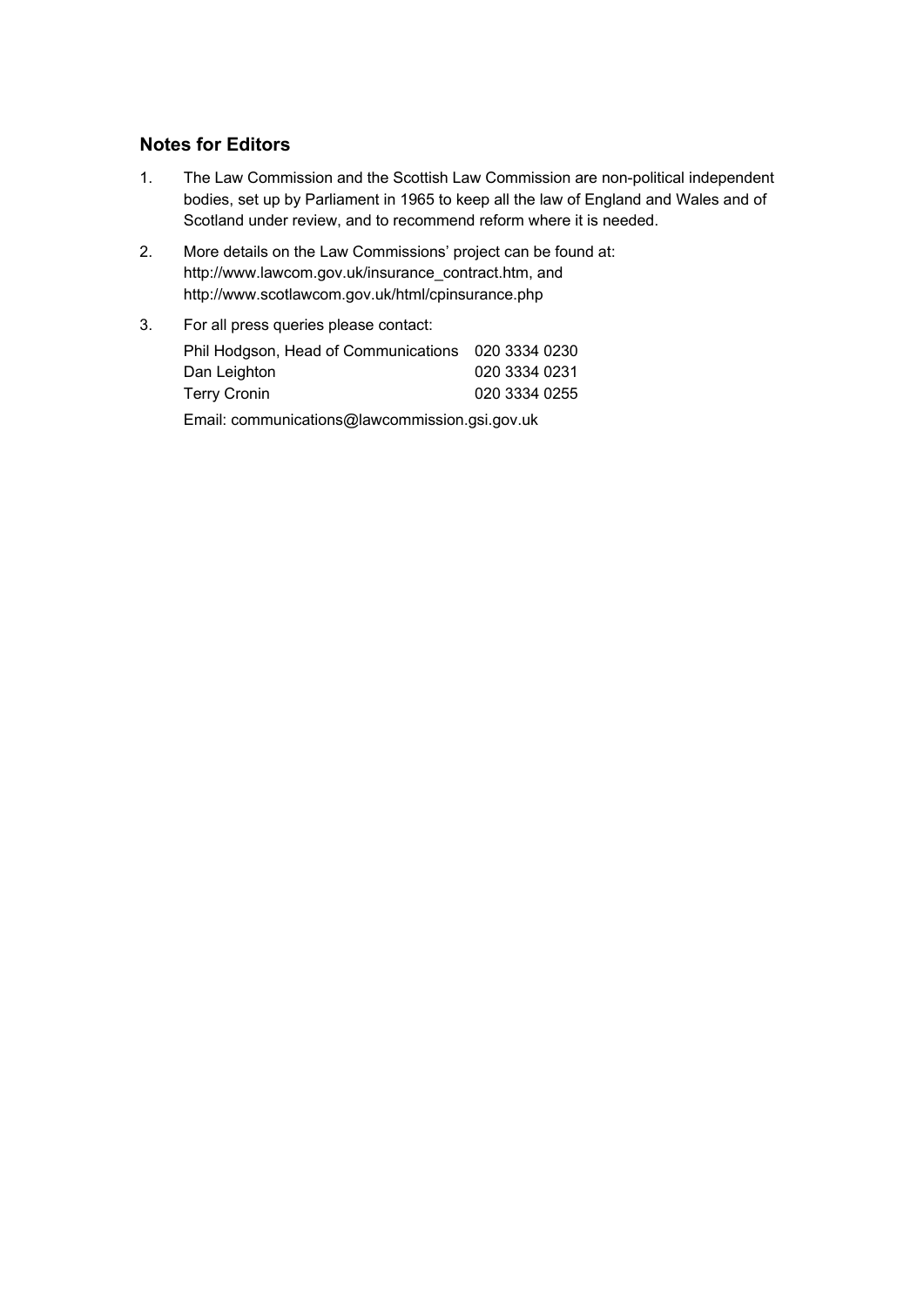## Notes for Editors

1. The Law Commission and the Scottish Law Commission are non-political independent bodies, set up by Parliament in 1965 to keep all the law of England and Wales and of Scotland under review, and to recommend reform where it is needed.

2. More details on the Law Commissions' project can be found at: http://www.lawcom.gov.uk/insurance_contract.htm, and http://www.scotlawcom.gov.uk/html/cpinsurance.php

3. For all press queries please contact:

| | |
|---|---|
| Phil Hodgson, Head of Communications | 020 3334 0230 |
| Dan Leighton | 020 3334 0231 |
| Terry Cronin | 020 3334 0255 |

Email: communications@lawcommission.gsi.gov.uk